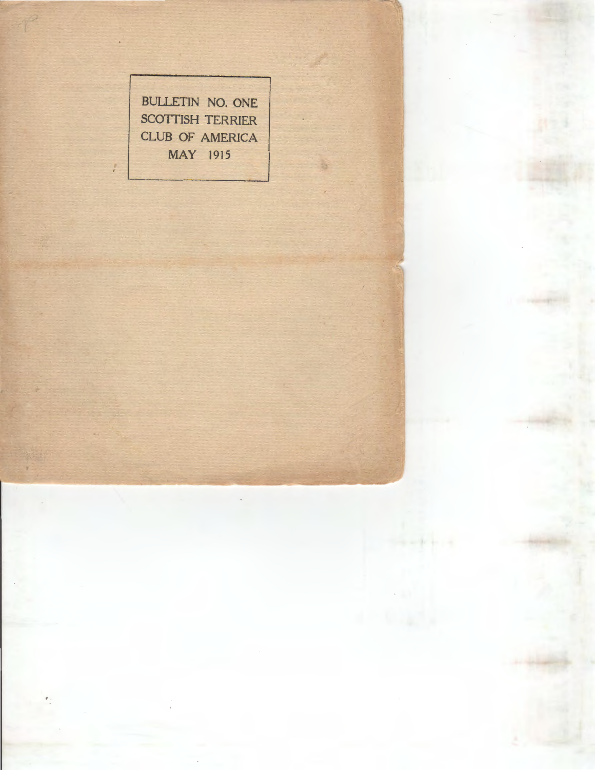BULLETIN NO. ONE
SCOTTISH TERRIER
CLUB OF AMERICA
MAY 1915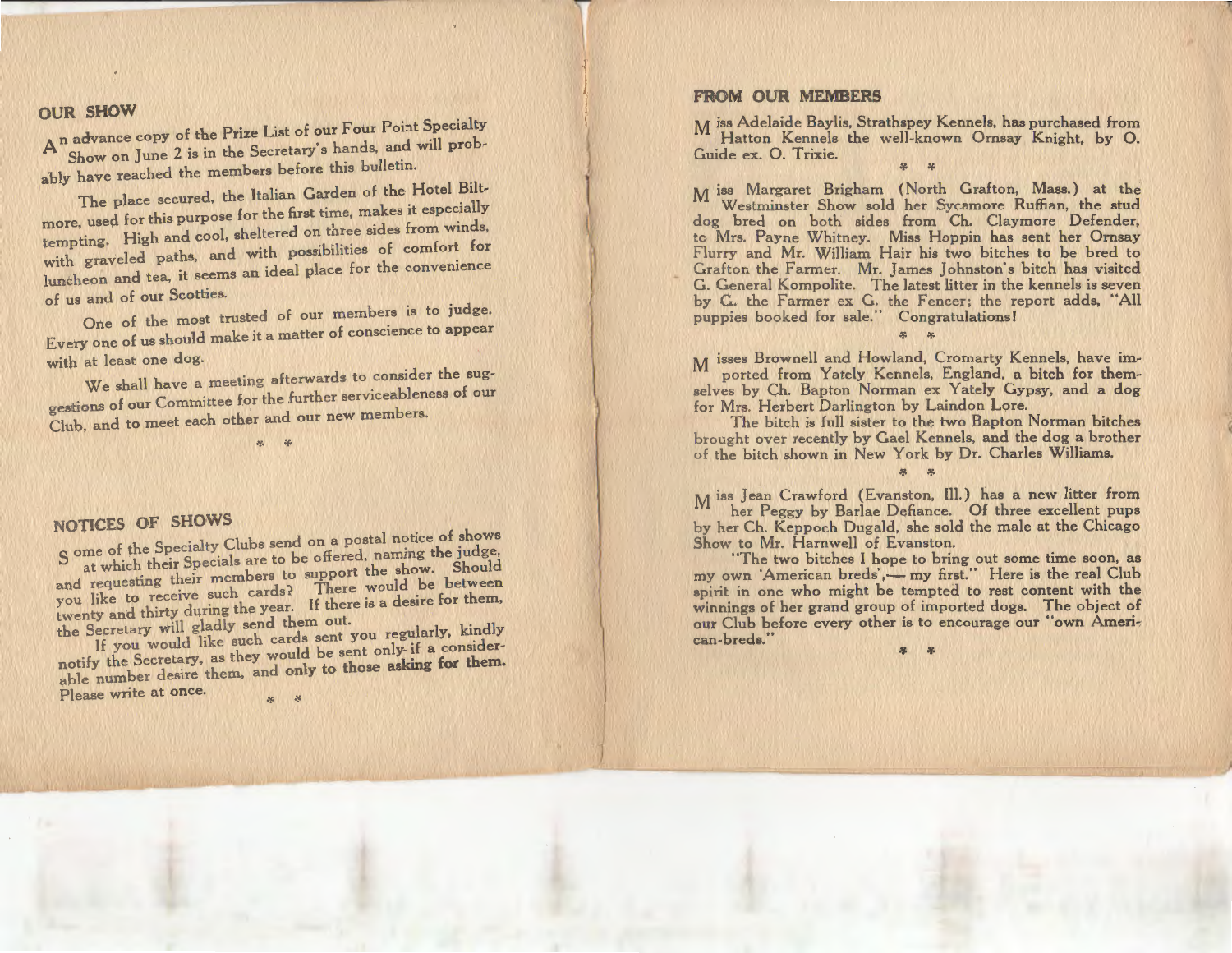## OUR SHOW

An advance copy of the Prize List of our Four Point Specialty Show on June 2 is in the Secretary's hands, and will probably have reached the members before this bulletin.

The place secured, the Italian Garden of the Hotel Biltmore, used for this purpose for the first time, makes it especially tempting. High and cool, sheltered on three sides from winds, with graveled paths, and with possibilities of comfort for luncheon and tea, it seems an ideal place for the convenience of us and of our Scotties.

One of the most trusted of our members is to judge. Every one of us should make it a matter of conscience to appear with at least one dog.

We shall have a meeting afterwards to consider the suggestions of our Committee for the further serviceableness of our Club, and to meet each other and our new members.

\* \*

## NOTICES OF SHOWS

Some of the Specialty Clubs send on a postal notice of shows at which their Specials are to be offered, naming the judge, and requesting their members to support the show. Should you like to receive such cards? There would be between twenty and thirty during the year. If there is a desire for them, the Secretary will gladly send them out.

If you would like such cards sent you regularly, kindly notify the Secretary, as they would be sent only if a considerable number desire them, and only to those **asking for them.** Please write at once.

\* \*

## FROM OUR MEMBERS

Miss Adelaide Baylis, Strathspey Kennels, has purchased from Hatton Kennels the well-known Ornsay Knight, by O. Guide ex. O. Trixie.

\* \*

Miss Margaret Brigham (North Grafton, Mass.) at the Westminster Show sold her Sycamore Ruffian, the stud dog bred on both sides from Ch. Claymore Defender, to Mrs. Payne Whitney. Miss Hoppin has sent her Ornsay Flurry and Mr. William Hair his two bitches to be bred to Grafton the Farmer. Mr. James Johnston's bitch has visited G. General Kompolite. The latest litter in the kennels is seven by G. the Farmer ex G. the Fencer; the report adds, "All puppies booked for sale." Congratulations!

\* \*

Misses Brownell and Howland, Cromarty Kennels, have imported from Yately Kennels, England, a bitch for themselves by Ch. Bapton Norman ex Yately Gypsy, and a dog for Mrs. Herbert Darlington by Laindon Lore.

The bitch is full sister to the two Bapton Norman bitches brought over recently by Gael Kennels, and the dog a brother of the bitch shown in New York by Dr. Charles Williams.

\* \*

Miss Jean Crawford (Evanston, Ill.) has a new litter from her Peggy by Barlae Defiance. Of three excellent pups by her Ch. Keppoch Dugald, she sold the male at the Chicago Show to Mr. Harnwell of Evanston.

"The two bitches I hope to bring out some time soon, as my own 'American breds',— my first." Here is the real Club spirit in one who might be tempted to rest content with the winnings of her grand group of imported dogs. The object of our Club before every other is to encourage our "own American-breds."

\* \*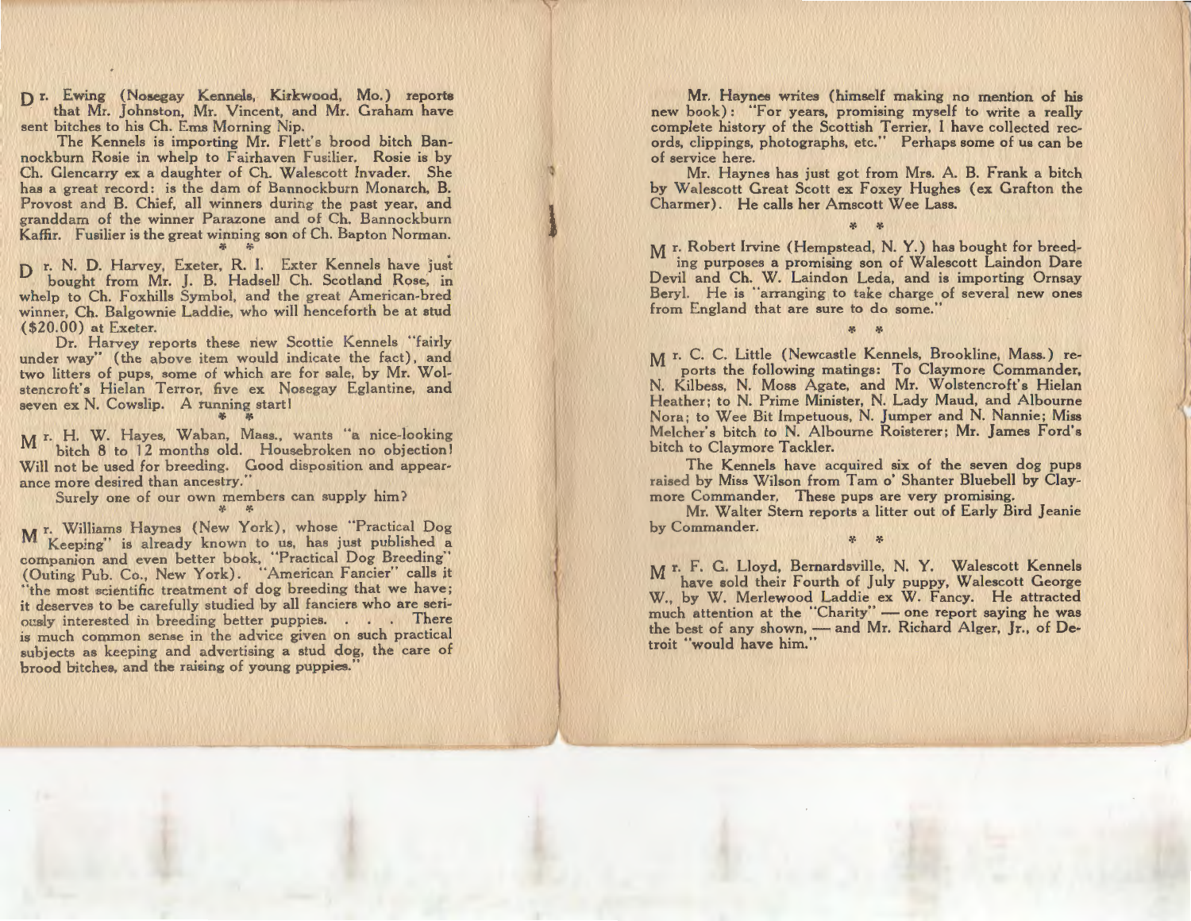Dr. Ewing (Nosegay Kennels, Kirkwood, Mo.) reports that Mr. Johnston, Mr. Vincent, and Mr. Graham have sent bitches to his Ch. Ems Morning Nip.

The Kennels is importing Mr. Flett's brood bitch Bannockburn Rosie in whelp to Fairhaven Fusilier. Rosie is by Ch. Glencarry ex a daughter of Ch. Walescott Invader. She has a great record: is the dam of Bannockburn Monarch, B. Provost and B. Chief, all winners during the past year, and granddam of the winner Parazone and of Ch. Bannockburn Kaffir. Fusilier is the great winning son of Ch. Bapton Norman.

\* \*

Dr. N. D. Harvey, Exeter, R. I. Exter Kennels have just bought from Mr. J. B. Hadsell Ch. Scotland Rose, in whelp to Ch. Foxhills Symbol, and the great American-bred winner, Ch. Balgownie Laddie, who will henceforth be at stud ($20.00) at Exeter.

Dr. Harvey reports these new Scottie Kennels "fairly under way" (the above item would indicate the fact), and two litters of pups, some of which are for sale, by Mr. Wolstencroft's Hielan Terror, five ex Nosegay Eglantine, and seven ex N. Cowslip. A running start!

\* \*

Mr. H. W. Hayes, Waban, Mass., wants "a nice-looking bitch 8 to 12 months old. Housebroken no objection! Will not be used for breeding. Good disposition and appearance more desired than ancestry."

Surely one of our own members can supply him?

\* \*

Mr. Williams Haynes (New York), whose "Practical Dog Keeping" is already known to us, has just published a companion and even better book, "Practical Dog Breeding" (Outing Pub. Co., New York). "American Fancier" calls it "the most scientific treatment of dog breeding that we have; it deserves to be carefully studied by all fanciers who are seriously interested in breeding better puppies. . . . There is much common sense in the advice given on such practical subjects as keeping and advertising a stud dog, the care of brood bitches, and the raising of young puppies."

Mr. Haynes writes (himself making no mention of his new book): "For years, promising myself to write a really complete history of the Scottish Terrier, I have collected records, clippings, photographs, etc." Perhaps some of us can be of service here.

Mr. Haynes has just got from Mrs. A. B. Frank a bitch by Walescott Great Scott ex Foxey Hughes (ex Grafton the Charmer). He calls her Amscott Wee Lass.

\* \*

Mr. Robert Irvine (Hempstead, N. Y.) has bought for breeding purposes a promising son of Walescott Laindon Dare Devil and Ch. W. Laindon Leda, and is importing Ornsay Beryl. He is "arranging to take charge of several new ones from England that are sure to do some."

\* \*

Mr. C. C. Little (Newcastle Kennels, Brookline, Mass.) reports the following matings: To Claymore Commander, N. Kilbess, N. Moss Agate, and Mr. Wolstencroft's Hielan Heather; to N. Prime Minister, N. Lady Maud, and Albourne Nora; to Wee Bit Impetuous, N. Jumper and N. Nannie; Miss Melcher's bitch to N. Albourne Roisterer; Mr. James Ford's bitch to Claymore Tackler.

The Kennels have acquired six of the seven dog pups raised by Miss Wilson from Tam o' Shanter Bluebell by Claymore Commander. These pups are very promising.

Mr. Walter Stern reports a litter out of Early Bird Jeanie by Commander.

\* \*

Mr. F. G. Lloyd, Bernardsville, N. Y. Walescott Kennels have sold their Fourth of July puppy, Walescott George W., by W. Merlewood Laddie ex W. Fancy. He attracted much attention at the "Charity" — one report saying he was the best of any shown, — and Mr. Richard Alger, Jr., of Detroit "would have him."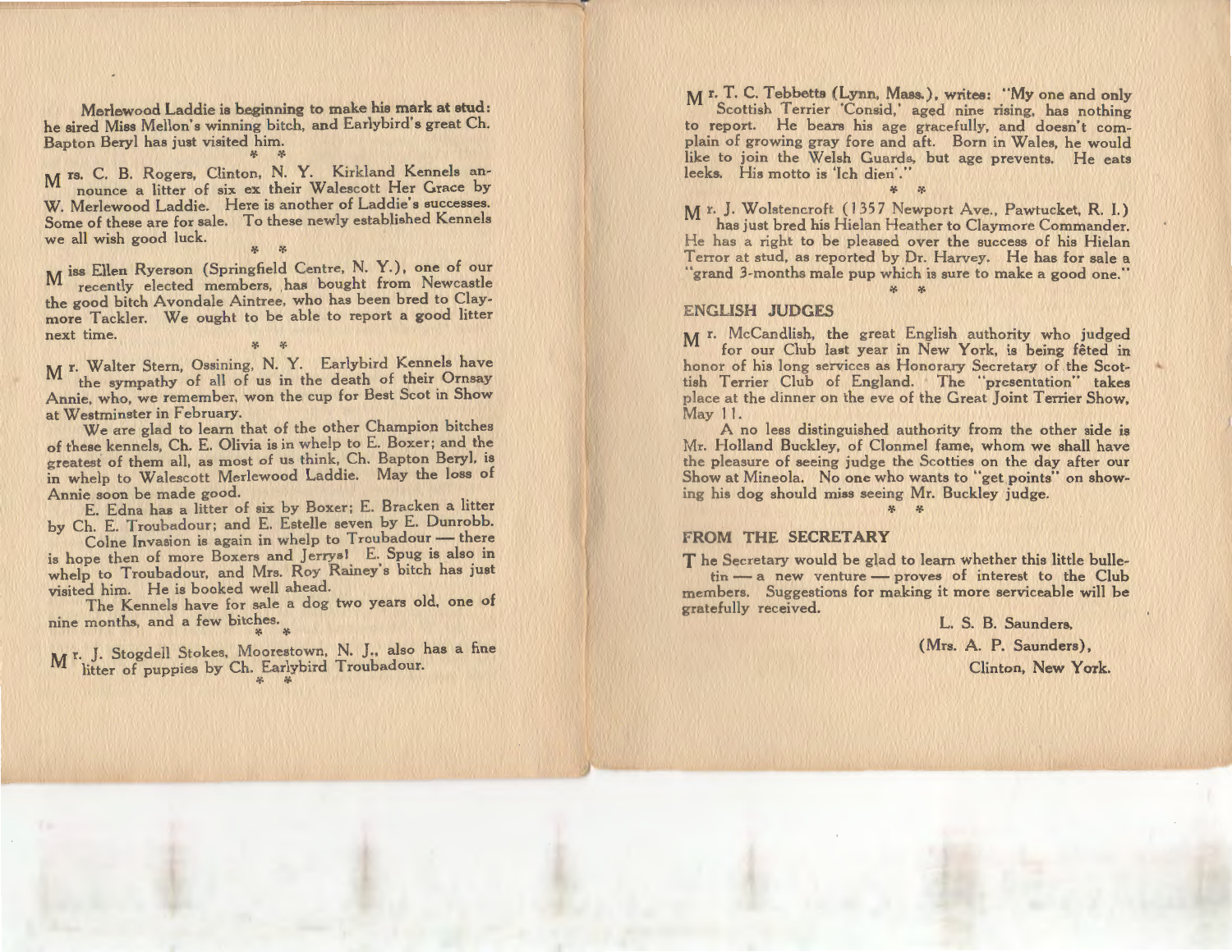Merlewood Laddie is beginning to make his mark at stud: he sired Miss Mellon's winning bitch, and Earlybird's great Ch. Bapton Beryl has just visited him.

\* \*

Mrs. C. B. Rogers, Clinton, N. Y. Kirkland Kennels announce a litter of six ex their Walescott Her Grace by W. Merlewood Laddie. Here is another of Laddie's successes. Some of these are for sale. To these newly established Kennels we all wish good luck.

\* \*

Miss Ellen Ryerson (Springfield Centre, N. Y.), one of our recently elected members, has bought from Newcastle the good bitch Avondale Aintree, who has been bred to Claymore Tackler. We ought to be able to report a good litter next time.

\* \*

Mr. Walter Stern, Ossining, N. Y. Earlybird Kennels have the sympathy of all of us in the death of their Ornsay Annie, who, we remember, won the cup for Best Scot in Show at Westminster in February.

We are glad to learn that of the other Champion bitches of these kennels, Ch. E. Olivia is in whelp to E. Boxer; and the greatest of them all, as most of us think, Ch. Bapton Beryl, is in whelp to Walescott Merlewood Laddie. May the loss of Annie soon be made good.

E. Edna has a litter of six by Boxer; E. Bracken a litter by Ch. E. Troubadour; and E. Estelle seven by E. Dunrobb.

Colne Invasion is again in whelp to Troubadour — there is hope then of more Boxers and Jerrys! E. Spug is also in whelp to Troubadour, and Mrs. Roy Rainey's bitch has just visited him. He is booked well ahead.

The Kennels have for sale a dog two years old, one of nine months, and a few bitches.

\* \*

Mr. J. Stogdell Stokes, Moorestown, N. J., also has a fine litter of puppies by Ch. Earlybird Troubadour.

\* \*

Mr. T. C. Tebbetts (Lynn, Mass.), writes: "My one and only Scottish Terrier 'Consid,' aged nine rising, has nothing to report. He bears his age gracefully, and doesn't complain of growing gray fore and aft. Born in Wales, he would like to join the Welsh Guards, but age prevents. He eats leeks. His motto is 'Ich dien'."

\* \*

Mr. J. Wolstencroft (1357 Newport Ave., Pawtucket, R. I.) has just bred his Hielan Heather to Claymore Commander. He has a right to be pleased over the success of his Hielan Terror at stud, as reported by Dr. Harvey. He has for sale a "grand 3-months male pup which is sure to make a good one."

\* \*

## ENGLISH JUDGES

Mr. McCandlish, the great English authority who judged for our Club last year in New York, is being fêted in honor of his long services as Honorary Secretary of the Scottish Terrier Club of England. The "presentation" takes place at the dinner on the eve of the Great Joint Terrier Show, May 11.

A no less distinguished authority from the other side is Mr. Holland Buckley, of Clonmel fame, whom we shall have the pleasure of seeing judge the Scotties on the day after our Show at Mineola. No one who wants to "get points" on showing his dog should miss seeing Mr. Buckley judge.

\* \*

## FROM THE SECRETARY

The Secretary would be glad to learn whether this little bulletin — a new venture — proves of interest to the Club members. Suggestions for making it more serviceable will be gratefully received.

L. S. B. Saunders,
(Mrs. A. P. Saunders),
Clinton, New York.